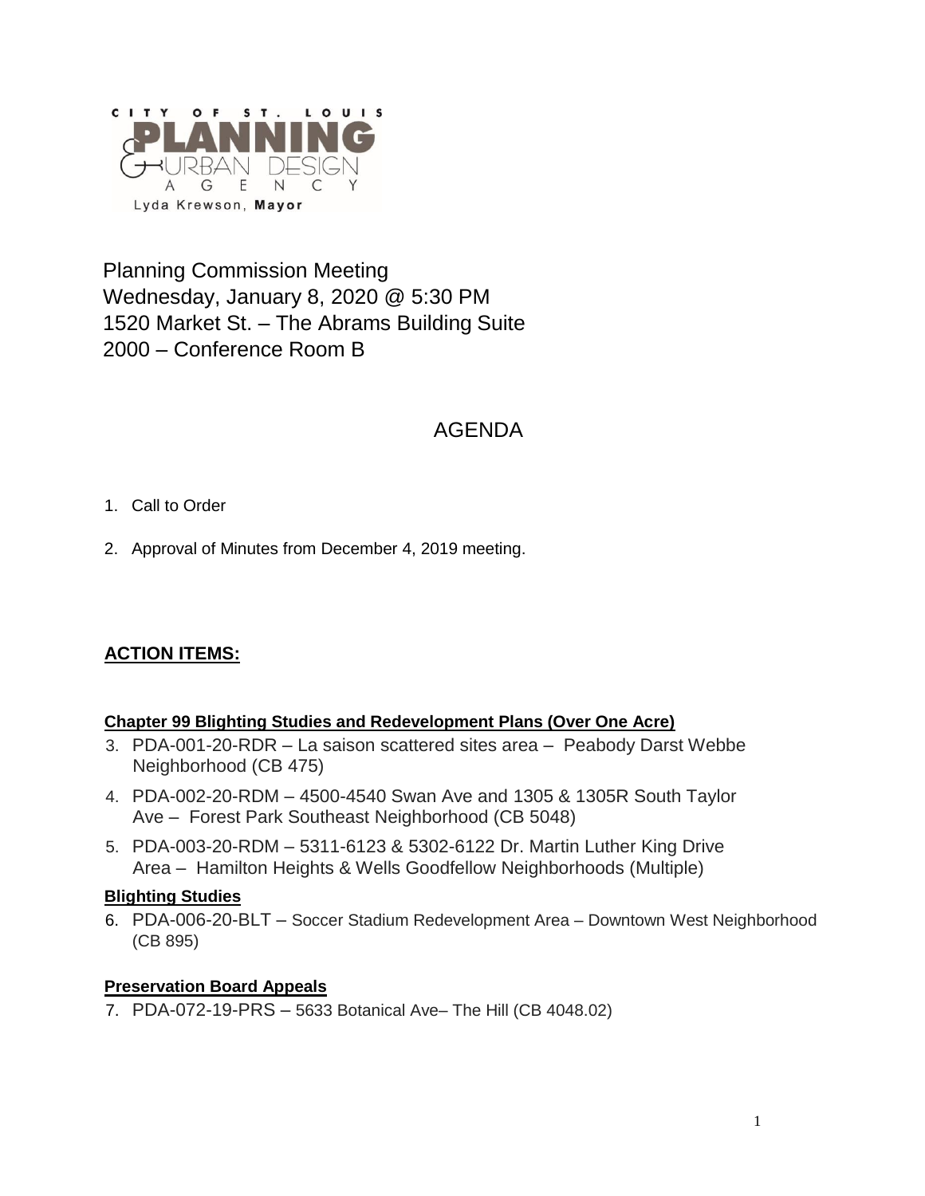CITY OF ST. LOUIS
PLANNING & URBAN DESIGN AGENCY
Lyda Krewson, **Mayor**

Planning Commission Meeting
Wednesday, January 8, 2020 @ 5:30 PM
1520 Market St. – The Abrams Building Suite 2000 – Conference Room B

# AGENDA

1. Call to Order
2. Approval of Minutes from December 4, 2019 meeting.

## ACTION ITEMS:

### Chapter 99 Blighting Studies and Redevelopment Plans (Over One Acre)

3. PDA-001-20-RDR – La saison scattered sites area – Peabody Darst Webbe Neighborhood (CB 475)
4. PDA-002-20-RDM – 4500-4540 Swan Ave and 1305 & 1305R South Taylor Ave – Forest Park Southeast Neighborhood (CB 5048)
5. PDA-003-20-RDM – 5311-6123 & 5302-6122 Dr. Martin Luther King Drive Area – Hamilton Heights & Wells Goodfellow Neighborhoods (Multiple)

### Blighting Studies

6. PDA-006-20-BLT – Soccer Stadium Redevelopment Area – Downtown West Neighborhood (CB 895)

### Preservation Board Appeals

7. PDA-072-19-PRS – 5633 Botanical Ave– The Hill (CB 4048.02)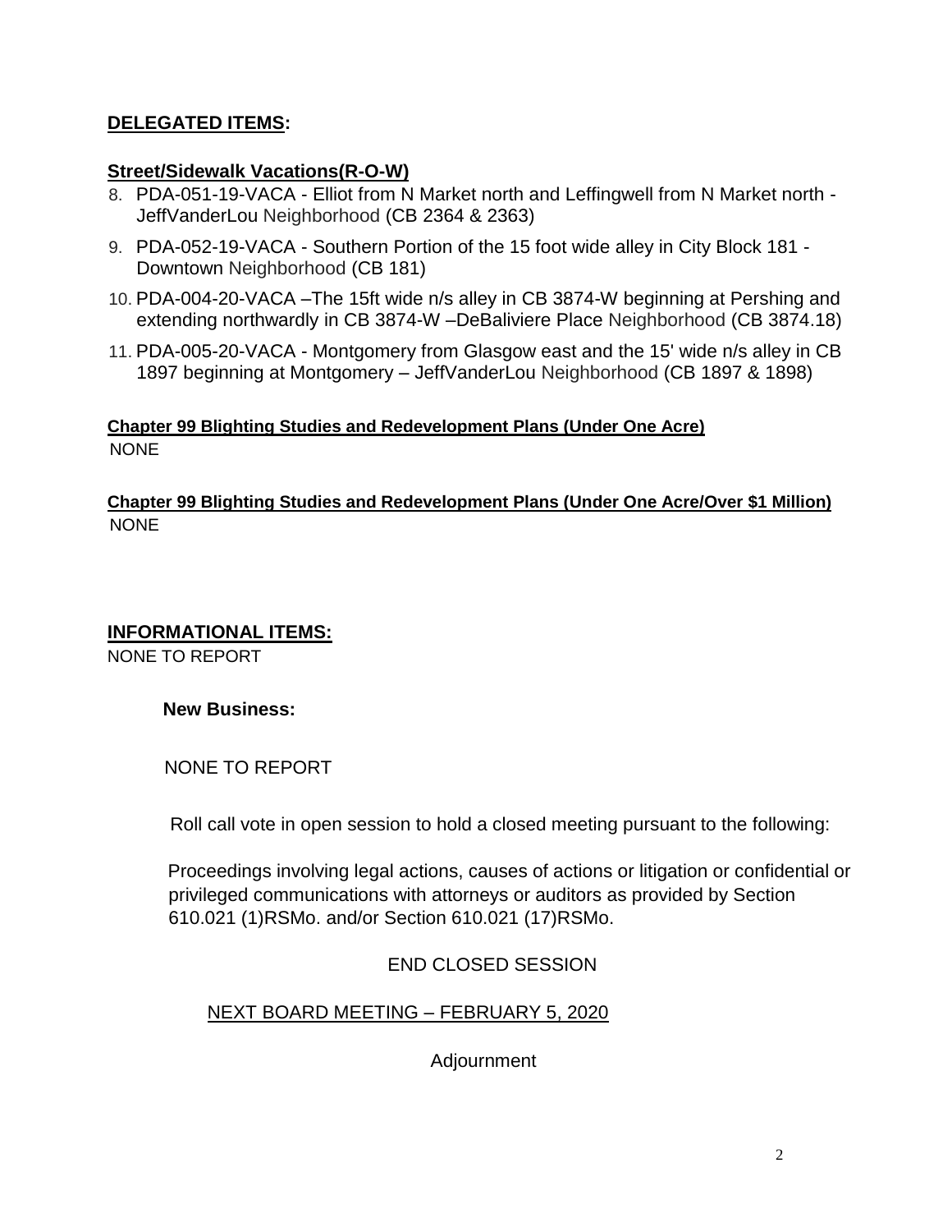## **DELEGATED ITEMS:**

### **Street/Sidewalk Vacations(R-O-W)**

8. PDA-051-19-VACA - Elliot from N Market north and Leffingwell from N Market north - JeffVanderLou Neighborhood (CB 2364 & 2363)
9. PDA-052-19-VACA - Southern Portion of the 15 foot wide alley in City Block 181 - Downtown Neighborhood (CB 181)
10. PDA-004-20-VACA –The 15ft wide n/s alley in CB 3874-W beginning at Pershing and extending northwardly in CB 3874-W –DeBaliviere Place Neighborhood (CB 3874.18)
11. PDA-005-20-VACA - Montgomery from Glasgow east and the 15' wide n/s alley in CB 1897 beginning at Montgomery – JeffVanderLou Neighborhood (CB 1897 & 1898)

### **Chapter 99 Blighting Studies and Redevelopment Plans (Under One Acre)**

NONE

### **Chapter 99 Blighting Studies and Redevelopment Plans (Under One Acre/Over $1 Million)**

NONE

## **INFORMATIONAL ITEMS:**

NONE TO REPORT

**New Business:**

NONE TO REPORT

Roll call vote in open session to hold a closed meeting pursuant to the following:

Proceedings involving legal actions, causes of actions or litigation or confidential or privileged communications with attorneys or auditors as provided by Section 610.021 (1)RSMo. and/or Section 610.021 (17)RSMo.

END CLOSED SESSION

NEXT BOARD MEETING – FEBRUARY 5, 2020

Adjournment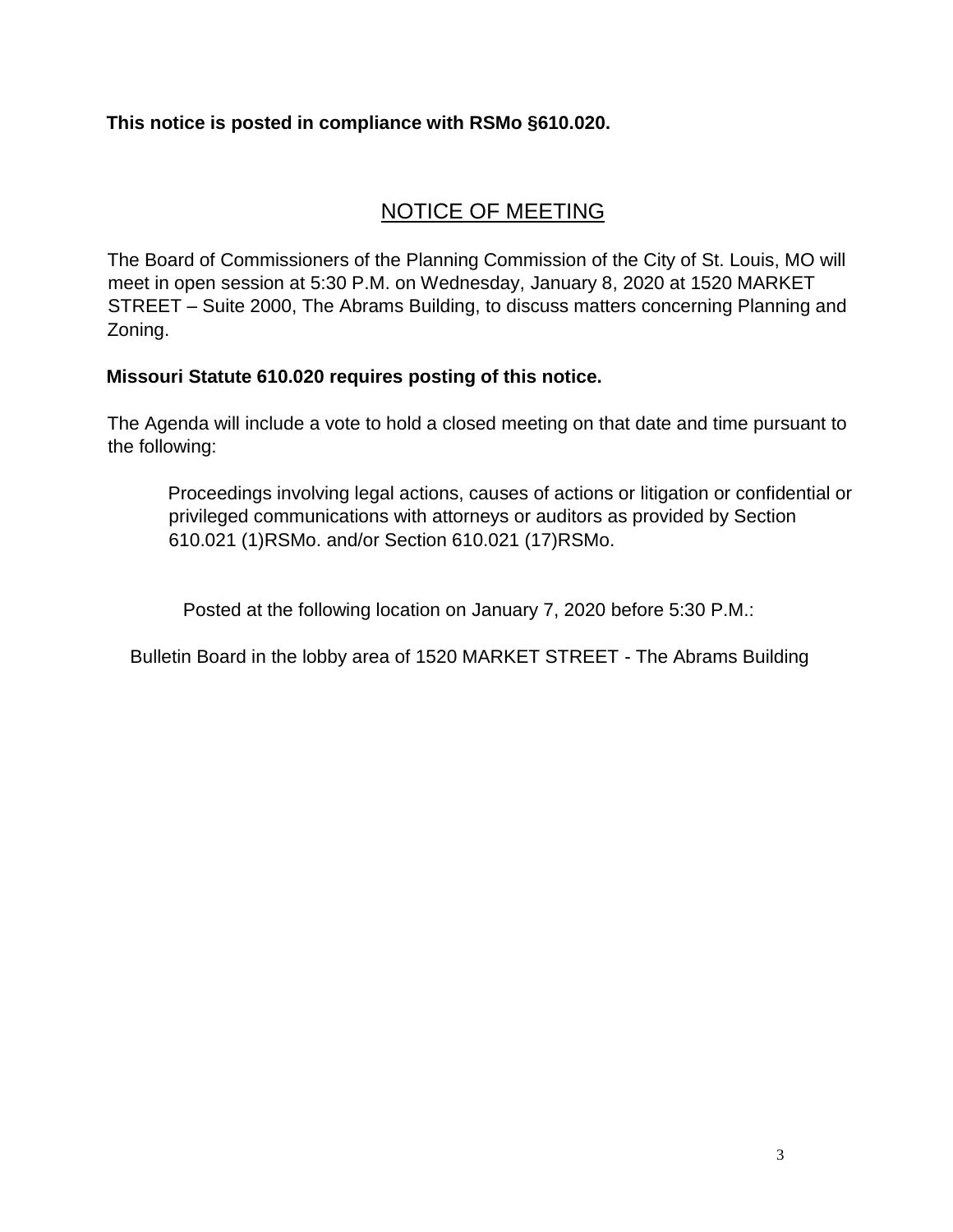**This notice is posted in compliance with RSMo §610.020.**

# NOTICE OF MEETING

The Board of Commissioners of the Planning Commission of the City of St. Louis, MO will meet in open session at 5:30 P.M. on Wednesday, January 8, 2020 at 1520 MARKET STREET – Suite 2000, The Abrams Building, to discuss matters concerning Planning and Zoning.

**Missouri Statute 610.020 requires posting of this notice.**

The Agenda will include a vote to hold a closed meeting on that date and time pursuant to the following:

> Proceedings involving legal actions, causes of actions or litigation or confidential or privileged communications with attorneys or auditors as provided by Section 610.021 (1)RSMo. and/or Section 610.021 (17)RSMo.

Posted at the following location on January 7, 2020 before 5:30 P.M.:

Bulletin Board in the lobby area of 1520 MARKET STREET - The Abrams Building